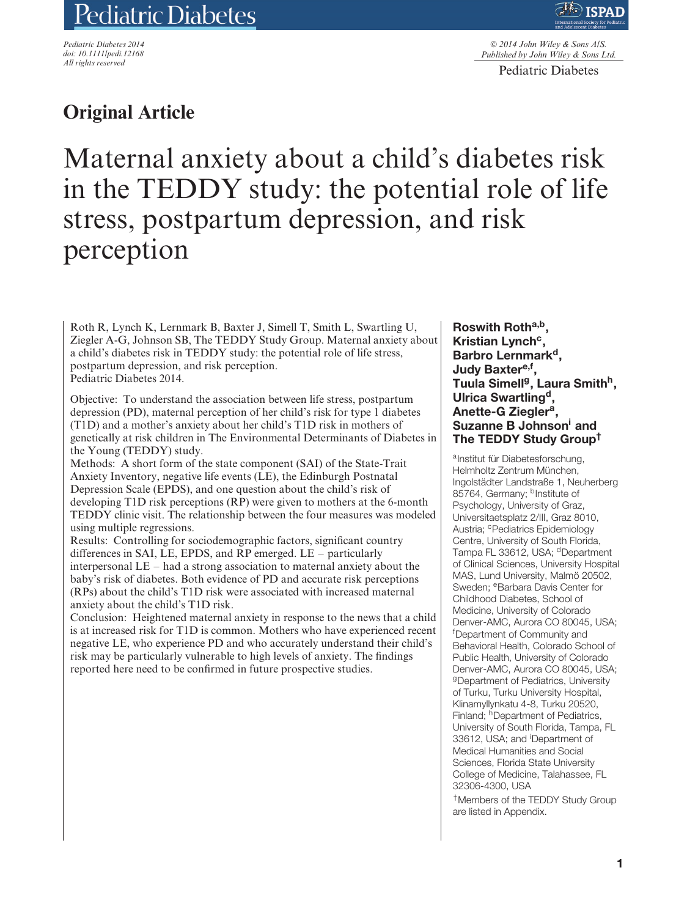# Original Article

# Maternal anxiety about a child's diabetes risk in the TEDDY study: the potential role of life stress, postpartum depression, and risk perception

**Roswith Roth[a,b], Kristian Lynch[c], Barbro Lernmark[d], Judy Baxter[e,f], Tuula Simell[g], Laura Smith[h], Ulrica Swartling[d], Anette-G Ziegler[a], Suzanne B Johnson[i] and The TEDDY Study Group[†]**

[a]Institut für Diabetesforschung, Helmholtz Zentrum München, Ingolstädter Landstraße 1, Neuherberg 85764, Germany; [b]Institute of Psychology, University of Graz, Universitaetsplatz 2/III, Graz 8010, Austria; [c]Pediatrics Epidemiology Centre, University of South Florida, Tampa FL 33612, USA; [d]Department of Clinical Sciences, University Hospital MAS, Lund University, Malmö 20502, Sweden; [e]Barbara Davis Center for Childhood Diabetes, School of Medicine, University of Colorado Denver-AMC, Aurora CO 80045, USA; [f]Department of Community and Behavioral Health, Colorado School of Public Health, University of Colorado Denver-AMC, Aurora CO 80045, USA; [g]Department of Pediatrics, University of Turku, Turku University Hospital, Klinamyllynkatu 4-8, Turku 20520, Finland; [h]Department of Pediatrics, University of South Florida, Tampa, FL 33612, USA; and [i]Department of Medical Humanities and Social Sciences, Florida State University College of Medicine, Talahassee, FL 32306-4300, USA

[†]Members of the TEDDY Study Group are listed in Appendix.

Roth R, Lynch K, Lernmark B, Baxter J, Simell T, Smith L, Swartling U, Ziegler A-G, Johnson SB, The TEDDY Study Group. Maternal anxiety about a child's diabetes risk in TEDDY study: the potential role of life stress, postpartum depression, and risk perception.
Pediatric Diabetes 2014.

Objective: To understand the association between life stress, postpartum depression (PD), maternal perception of her child's risk for type 1 diabetes (T1D) and a mother's anxiety about her child's T1D risk in mothers of genetically at risk children in The Environmental Determinants of Diabetes in the Young (TEDDY) study.

Methods: A short form of the state component (SAI) of the State-Trait Anxiety Inventory, negative life events (LE), the Edinburgh Postnatal Depression Scale (EPDS), and one question about the child's risk of developing T1D risk perceptions (RP) were given to mothers at the 6-month TEDDY clinic visit. The relationship between the four measures was modeled using multiple regressions.

Results: Controlling for sociodemographic factors, significant country differences in SAI, LE, EPDS, and RP emerged. LE – particularly interpersonal LE – had a strong association to maternal anxiety about the baby's risk of diabetes. Both evidence of PD and accurate risk perceptions (RPs) about the child's T1D risk were associated with increased maternal anxiety about the child's T1D risk.

Conclusion: Heightened maternal anxiety in response to the news that a child is at increased risk for T1D is common. Mothers who have experienced recent negative LE, who experience PD and who accurately understand their child's risk may be particularly vulnerable to high levels of anxiety. The findings reported here need to be confirmed in future prospective studies.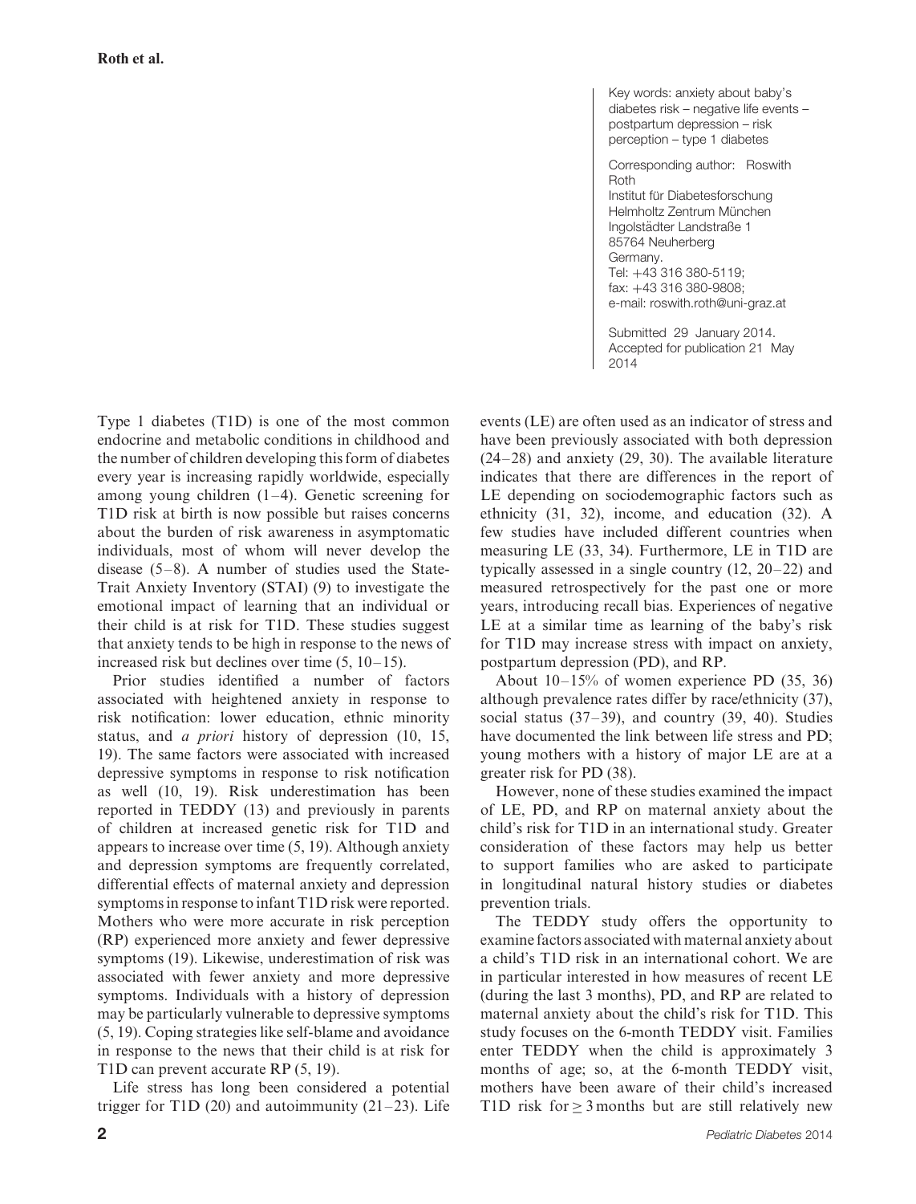Key words: anxiety about baby's diabetes risk – negative life events – postpartum depression – risk perception – type 1 diabetes

Corresponding author: Roswith Roth
Institut für Diabetesforschung
Helmholtz Zentrum München
Ingolstädter Landstraße 1
85764 Neuherberg
Germany.
Tel: +43 316 380-5119;
fax: +43 316 380-9808;
e-mail: roswith.roth@uni-graz.at

Submitted 29 January 2014. Accepted for publication 21 May 2014

Type 1 diabetes (T1D) is one of the most common endocrine and metabolic conditions in childhood and the number of children developing this form of diabetes every year is increasing rapidly worldwide, especially among young children (1–4). Genetic screening for T1D risk at birth is now possible but raises concerns about the burden of risk awareness in asymptomatic individuals, most of whom will never develop the disease (5–8). A number of studies used the State-Trait Anxiety Inventory (STAI) (9) to investigate the emotional impact of learning that an individual or their child is at risk for T1D. These studies suggest that anxiety tends to be high in response to the news of increased risk but declines over time (5, 10–15).

Prior studies identified a number of factors associated with heightened anxiety in response to risk notification: lower education, ethnic minority status, and *a priori* history of depression (10, 15, 19). The same factors were associated with increased depressive symptoms in response to risk notification as well (10, 19). Risk underestimation has been reported in TEDDY (13) and previously in parents of children at increased genetic risk for T1D and appears to increase over time (5, 19). Although anxiety and depression symptoms are frequently correlated, differential effects of maternal anxiety and depression symptoms in response to infant T1D risk were reported. Mothers who were more accurate in risk perception (RP) experienced more anxiety and fewer depressive symptoms (19). Likewise, underestimation of risk was associated with fewer anxiety and more depressive symptoms. Individuals with a history of depression may be particularly vulnerable to depressive symptoms (5, 19). Coping strategies like self-blame and avoidance in response to the news that their child is at risk for T1D can prevent accurate RP (5, 19).

Life stress has long been considered a potential trigger for T1D (20) and autoimmunity (21–23). Life events (LE) are often used as an indicator of stress and have been previously associated with both depression (24–28) and anxiety (29, 30). The available literature indicates that there are differences in the report of LE depending on sociodemographic factors such as ethnicity (31, 32), income, and education (32). A few studies have included different countries when measuring LE (33, 34). Furthermore, LE in T1D are typically assessed in a single country (12, 20–22) and measured retrospectively for the past one or more years, introducing recall bias. Experiences of negative LE at a similar time as learning of the baby's risk for T1D may increase stress with impact on anxiety, postpartum depression (PD), and RP.

About 10–15% of women experience PD (35, 36) although prevalence rates differ by race/ethnicity (37), social status (37–39), and country (39, 40). Studies have documented the link between life stress and PD; young mothers with a history of major LE are at a greater risk for PD (38).

However, none of these studies examined the impact of LE, PD, and RP on maternal anxiety about the child's risk for T1D in an international study. Greater consideration of these factors may help us better to support families who are asked to participate in longitudinal natural history studies or diabetes prevention trials.

The TEDDY study offers the opportunity to examine factors associated with maternal anxiety about a child's T1D risk in an international cohort. We are in particular interested in how measures of recent LE (during the last 3 months), PD, and RP are related to maternal anxiety about the child's risk for T1D. This study focuses on the 6-month TEDDY visit. Families enter TEDDY when the child is approximately 3 months of age; so, at the 6-month TEDDY visit, mothers have been aware of their child's increased T1D risk for $\geq 3$ months but are still relatively new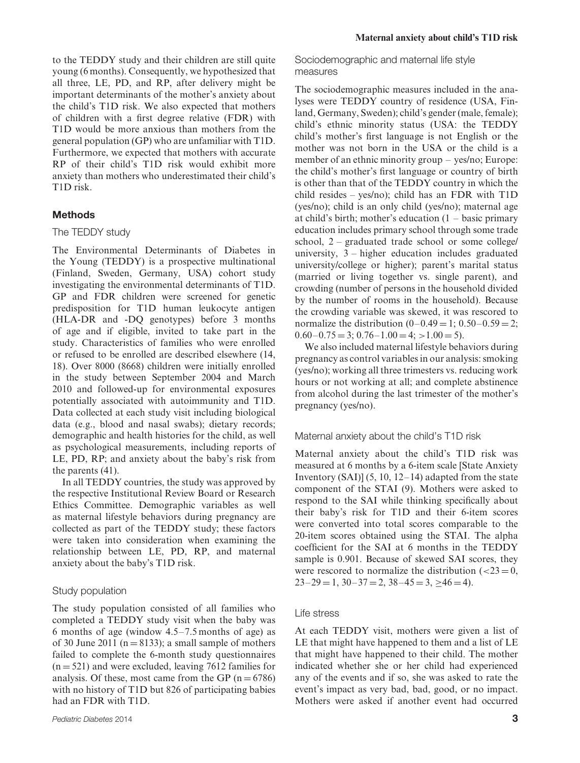to the TEDDY study and their children are still quite young (6 months). Consequently, we hypothesized that all three, LE, PD, and RP, after delivery might be important determinants of the mother's anxiety about the child's T1D risk. We also expected that mothers of children with a first degree relative (FDR) with T1D would be more anxious than mothers from the general population (GP) who are unfamiliar with T1D. Furthermore, we expected that mothers with accurate RP of their child's T1D risk would exhibit more anxiety than mothers who underestimated their child's T1D risk.

## Methods

### The TEDDY study

The Environmental Determinants of Diabetes in the Young (TEDDY) is a prospective multinational (Finland, Sweden, Germany, USA) cohort study investigating the environmental determinants of T1D. GP and FDR children were screened for genetic predisposition for T1D human leukocyte antigen (HLA-DR and -DQ genotypes) before 3 months of age and if eligible, invited to take part in the study. Characteristics of families who were enrolled or refused to be enrolled are described elsewhere (14, 18). Over 8000 (8668) children were initially enrolled in the study between September 2004 and March 2010 and followed-up for environmental exposures potentially associated with autoimmunity and T1D. Data collected at each study visit including biological data (e.g., blood and nasal swabs); dietary records; demographic and health histories for the child, as well as psychological measurements, including reports of LE, PD, RP; and anxiety about the baby's risk from the parents (41).

In all TEDDY countries, the study was approved by the respective Institutional Review Board or Research Ethics Committee. Demographic variables as well as maternal lifestyle behaviors during pregnancy are collected as part of the TEDDY study; these factors were taken into consideration when examining the relationship between LE, PD, RP, and maternal anxiety about the baby's T1D risk.

### Study population

The study population consisted of all families who completed a TEDDY study visit when the baby was 6 months of age (window 4.5–7.5 months of age) as of 30 June 2011 (n = 8133); a small sample of mothers failed to complete the 6-month study questionnaires (n = 521) and were excluded, leaving 7612 families for analysis. Of these, most came from the GP (n = 6786) with no history of T1D but 826 of participating babies had an FDR with T1D.

### Sociodemographic and maternal life style measures

The sociodemographic measures included in the analyses were TEDDY country of residence (USA, Finland, Germany, Sweden); child's gender (male, female); child's ethnic minority status (USA: the TEDDY child's mother's first language is not English or the mother was not born in the USA or the child is a member of an ethnic minority group – yes/no; Europe: the child's mother's first language or country of birth is other than that of the TEDDY country in which the child resides – yes/no); child has an FDR with T1D (yes/no); child is an only child (yes/no); maternal age at child's birth; mother's education (1 – basic primary education includes primary school through some trade school, 2 – graduated trade school or some college/university, 3 – higher education includes graduated university/college or higher); parent's marital status (married or living together vs. single parent), and crowding (number of persons in the household divided by the number of rooms in the household). Because the crowding variable was skewed, it was rescored to normalize the distribution (0–0.49 = 1; 0.50–0.59 = 2; 0.60–0.75 = 3; 0.76–1.00 = 4; >1.00 = 5).

We also included maternal lifestyle behaviors during pregnancy as control variables in our analysis: smoking (yes/no); working all three trimesters vs. reducing work hours or not working at all; and complete abstinence from alcohol during the last trimester of the mother's pregnancy (yes/no).

### Maternal anxiety about the child's T1D risk

Maternal anxiety about the child's T1D risk was measured at 6 months by a 6-item scale [State Anxiety Inventory (SAI)] (5, 10, 12–14) adapted from the state component of the STAI (9). Mothers were asked to respond to the SAI while thinking specifically about their baby's risk for T1D and their 6-item scores were converted into total scores comparable to the 20-item scores obtained using the STAI. The alpha coefficient for the SAI at 6 months in the TEDDY sample is 0.901. Because of skewed SAI scores, they were rescored to normalize the distribution (<23 = 0, 23–29 = 1, 30–37 = 2, 38–45 = 3, ≥46 = 4).

### Life stress

At each TEDDY visit, mothers were given a list of LE that might have happened to them and a list of LE that might have happened to their child. The mother indicated whether she or her child had experienced any of the events and if so, she was asked to rate the event's impact as very bad, bad, good, or no impact. Mothers were asked if another event had occurred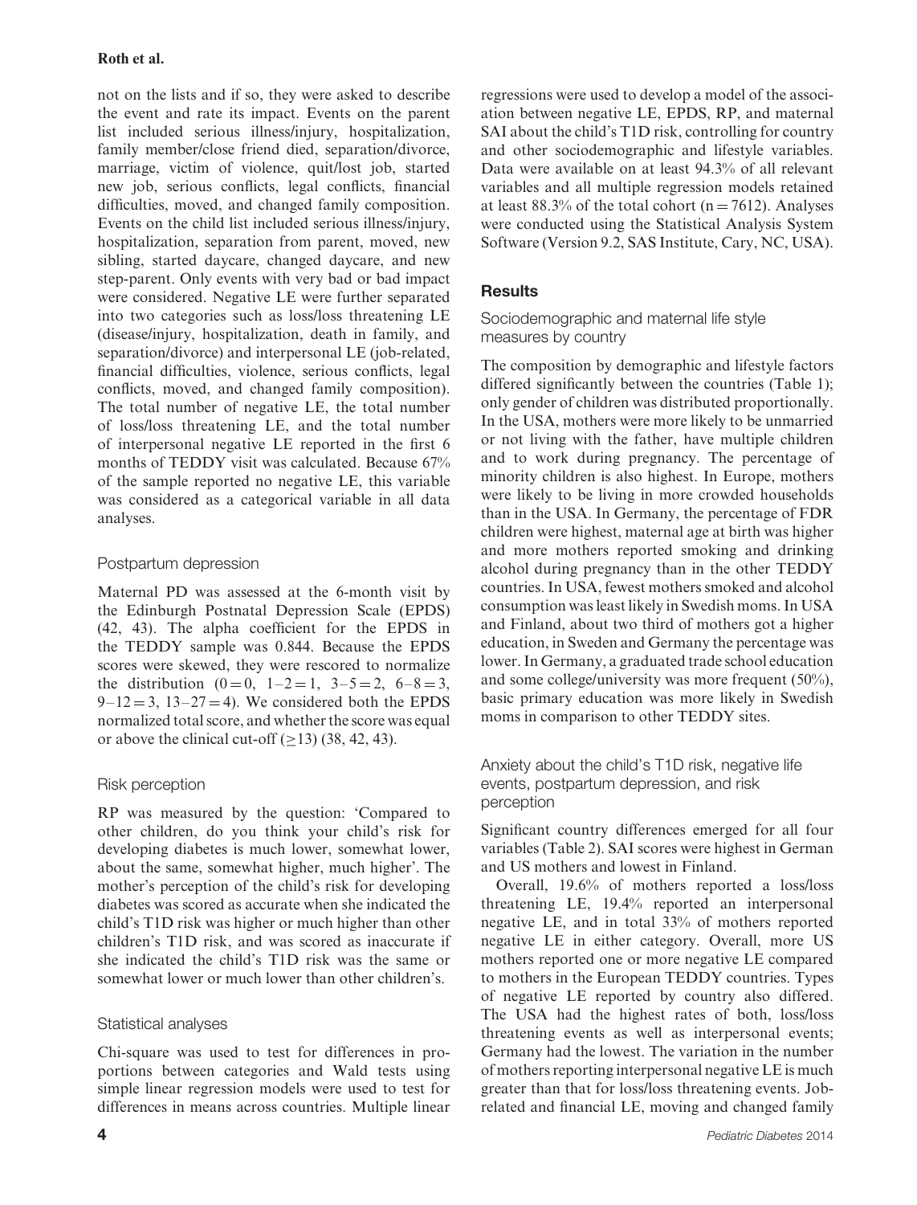not on the lists and if so, they were asked to describe the event and rate its impact. Events on the parent list included serious illness/injury, hospitalization, family member/close friend died, separation/divorce, marriage, victim of violence, quit/lost job, started new job, serious conflicts, legal conflicts, financial difficulties, moved, and changed family composition. Events on the child list included serious illness/injury, hospitalization, separation from parent, moved, new sibling, started daycare, changed daycare, and new step-parent. Only events with very bad or bad impact were considered. Negative LE were further separated into two categories such as loss/loss threatening LE (disease/injury, hospitalization, death in family, and separation/divorce) and interpersonal LE (job-related, financial difficulties, violence, serious conflicts, legal conflicts, moved, and changed family composition). The total number of negative LE, the total number of loss/loss threatening LE, and the total number of interpersonal negative LE reported in the first 6 months of TEDDY visit was calculated. Because 67% of the sample reported no negative LE, this variable was considered as a categorical variable in all data analyses.

### Postpartum depression

Maternal PD was assessed at the 6-month visit by the Edinburgh Postnatal Depression Scale (EPDS) (42, 43). The alpha coefficient for the EPDS in the TEDDY sample was 0.844. Because the EPDS scores were skewed, they were rescored to normalize the distribution ($0 = 0$, $1–2 = 1$, $3–5 = 2$, $6–8 = 3$, $9–12 = 3$, $13–27 = 4$). We considered both the EPDS normalized total score, and whether the score was equal or above the clinical cut-off ($\geq 13$) (38, 42, 43).

### Risk perception

RP was measured by the question: 'Compared to other children, do you think your child's risk for developing diabetes is much lower, somewhat lower, about the same, somewhat higher, much higher'. The mother's perception of the child's risk for developing diabetes was scored as accurate when she indicated the child's T1D risk was higher or much higher than other children's T1D risk, and was scored as inaccurate if she indicated the child's T1D risk was the same or somewhat lower or much lower than other children's.

### Statistical analyses

Chi-square was used to test for differences in proportions between categories and Wald tests using simple linear regression models were used to test for differences in means across countries. Multiple linear regressions were used to develop a model of the association between negative LE, EPDS, RP, and maternal SAI about the child's T1D risk, controlling for country and other sociodemographic and lifestyle variables. Data were available on at least 94.3% of all relevant variables and all multiple regression models retained at least 88.3% of the total cohort ($n = 7612$). Analyses were conducted using the Statistical Analysis System Software (Version 9.2, SAS Institute, Cary, NC, USA).

## Results

### Sociodemographic and maternal life style measures by country

The composition by demographic and lifestyle factors differed significantly between the countries (Table 1); only gender of children was distributed proportionally. In the USA, mothers were more likely to be unmarried or not living with the father, have multiple children and to work during pregnancy. The percentage of minority children is also highest. In Europe, mothers were likely to be living in more crowded households than in the USA. In Germany, the percentage of FDR children were highest, maternal age at birth was higher and more mothers reported smoking and drinking alcohol during pregnancy than in the other TEDDY countries. In USA, fewest mothers smoked and alcohol consumption was least likely in Swedish moms. In USA and Finland, about two third of mothers got a higher education, in Sweden and Germany the percentage was lower. In Germany, a graduated trade school education and some college/university was more frequent (50%), basic primary education was more likely in Swedish moms in comparison to other TEDDY sites.

### Anxiety about the child's T1D risk, negative life events, postpartum depression, and risk perception

Significant country differences emerged for all four variables (Table 2). SAI scores were highest in German and US mothers and lowest in Finland.

Overall, 19.6% of mothers reported a loss/loss threatening LE, 19.4% reported an interpersonal negative LE, and in total 33% of mothers reported negative LE in either category. Overall, more US mothers reported one or more negative LE compared to mothers in the European TEDDY countries. Types of negative LE reported by country also differed. The USA had the highest rates of both, loss/loss threatening events as well as interpersonal events; Germany had the lowest. The variation in the number of mothers reporting interpersonal negative LE is much greater than that for loss/loss threatening events. Job-related and financial LE, moving and changed family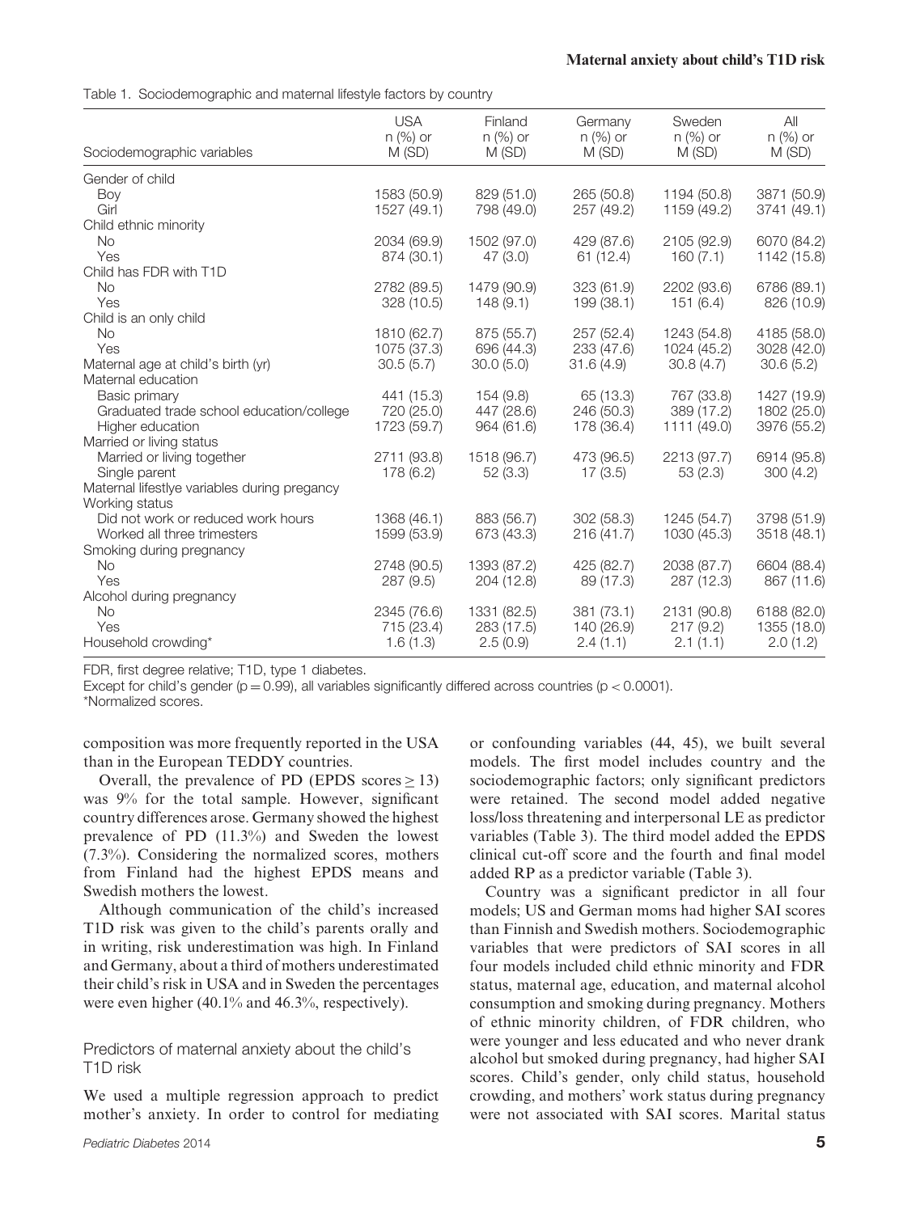Table 1. Sociodemographic and maternal lifestyle factors by country

| Sociodemographic variables | USA n (%) or M (SD) | Finland n (%) or M (SD) | Germany n (%) or M (SD) | Sweden n (%) or M (SD) | All n (%) or M (SD) |
|---|---|---|---|---|---|
| Gender of child | | | | | |
| Boy | 1583 (50.9) | 829 (51.0) | 265 (50.8) | 1194 (50.8) | 3871 (50.9) |
| Girl | 1527 (49.1) | 798 (49.0) | 257 (49.2) | 1159 (49.2) | 3741 (49.1) |
| Child ethnic minority | | | | | |
| No | 2034 (69.9) | 1502 (97.0) | 429 (87.6) | 2105 (92.9) | 6070 (84.2) |
| Yes | 874 (30.1) | 47 (3.0) | 61 (12.4) | 160 (7.1) | 1142 (15.8) |
| Child has FDR with T1D | | | | | |
| No | 2782 (89.5) | 1479 (90.9) | 323 (61.9) | 2202 (93.6) | 6786 (89.1) |
| Yes | 328 (10.5) | 148 (9.1) | 199 (38.1) | 151 (6.4) | 826 (10.9) |
| Child is an only child | | | | | |
| No | 1810 (62.7) | 875 (55.7) | 257 (52.4) | 1243 (54.8) | 4185 (58.0) |
| Yes | 1075 (37.3) | 696 (44.3) | 233 (47.6) | 1024 (45.2) | 3028 (42.0) |
| Maternal age at child's birth (yr) | 30.5 (5.7) | 30.0 (5.0) | 31.6 (4.9) | 30.8 (4.7) | 30.6 (5.2) |
| Maternal education | | | | | |
| Basic primary | 441 (15.3) | 154 (9.8) | 65 (13.3) | 767 (33.8) | 1427 (19.9) |
| Graduated trade school education/college | 720 (25.0) | 447 (28.6) | 246 (50.3) | 389 (17.2) | 1802 (25.0) |
| Higher education | 1723 (59.7) | 964 (61.6) | 178 (36.4) | 1111 (49.0) | 3976 (55.2) |
| Married or living status | | | | | |
| Married or living together | 2711 (93.8) | 1518 (96.7) | 473 (96.5) | 2213 (97.7) | 6914 (95.8) |
| Single parent | 178 (6.2) | 52 (3.3) | 17 (3.5) | 53 (2.3) | 300 (4.2) |
| Maternal lifestlye variables during pregancy | | | | | |
| Working status | | | | | |
| Did not work or reduced work hours | 1368 (46.1) | 883 (56.7) | 302 (58.3) | 1245 (54.7) | 3798 (51.9) |
| Worked all three trimesters | 1599 (53.9) | 673 (43.3) | 216 (41.7) | 1030 (45.3) | 3518 (48.1) |
| Smoking during pregnancy | | | | | |
| No | 2748 (90.5) | 1393 (87.2) | 425 (82.7) | 2038 (87.7) | 6604 (88.4) |
| Yes | 287 (9.5) | 204 (12.8) | 89 (17.3) | 287 (12.3) | 867 (11.6) |
| Alcohol during pregnancy | | | | | |
| No | 2345 (76.6) | 1331 (82.5) | 381 (73.1) | 2131 (90.8) | 6188 (82.0) |
| Yes | 715 (23.4) | 283 (17.5) | 140 (26.9) | 217 (9.2) | 1355 (18.0) |
| Household crowding* | 1.6 (1.3) | 2.5 (0.9) | 2.4 (1.1) | 2.1 (1.1) | 2.0 (1.2) |

FDR, first degree relative; T1D, type 1 diabetes.
Except for child's gender ($p = 0.99$), all variables significantly differed across countries ($p < 0.0001$).
*Normalized scores.

composition was more frequently reported in the USA than in the European TEDDY countries.

Overall, the prevalence of PD (EPDS scores $\geq 13$) was 9% for the total sample. However, significant country differences arose. Germany showed the highest prevalence of PD (11.3%) and Sweden the lowest (7.3%). Considering the normalized scores, mothers from Finland had the highest EPDS means and Swedish mothers the lowest.

Although communication of the child's increased T1D risk was given to the child's parents orally and in writing, risk underestimation was high. In Finland and Germany, about a third of mothers underestimated their child's risk in USA and in Sweden the percentages were even higher (40.1% and 46.3%, respectively).

### Predictors of maternal anxiety about the child's T1D risk

We used a multiple regression approach to predict mother's anxiety. In order to control for mediating or confounding variables (44, 45), we built several models. The first model includes country and the sociodemographic factors; only significant predictors were retained. The second model added negative loss/loss threatening and interpersonal LE as predictor variables (Table 3). The third model added the EPDS clinical cut-off score and the fourth and final model added RP as a predictor variable (Table 3).

Country was a significant predictor in all four models; US and German moms had higher SAI scores than Finnish and Swedish mothers. Sociodemographic variables that were predictors of SAI scores in all four models included child ethnic minority and FDR status, maternal age, education, and maternal alcohol consumption and smoking during pregnancy. Mothers of ethnic minority children, of FDR children, who were younger and less educated and who never drank alcohol but smoked during pregnancy, had higher SAI scores. Child's gender, only child status, household crowding, and mothers' work status during pregnancy were not associated with SAI scores. Marital status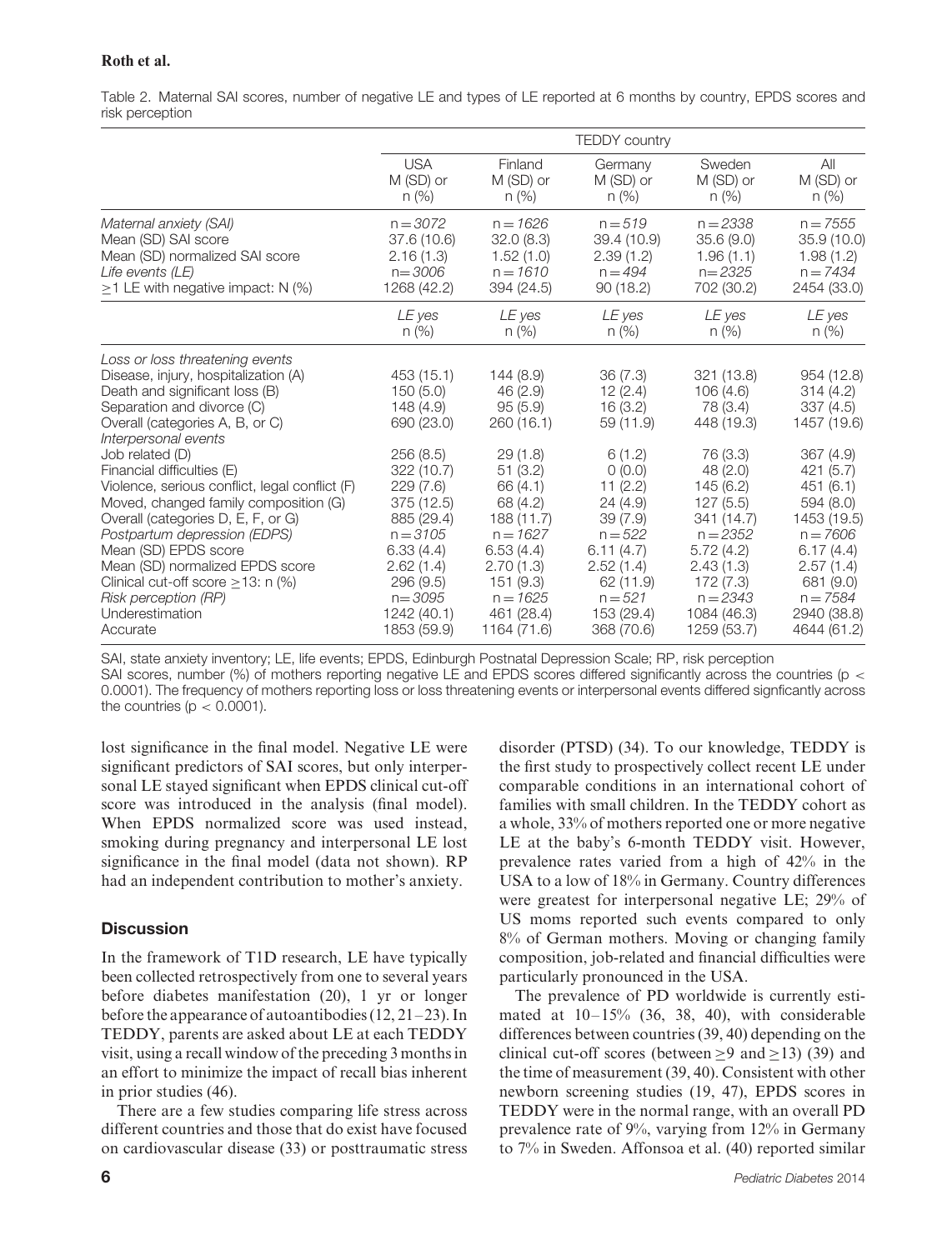Table 2. Maternal SAI scores, number of negative LE and types of LE reported at 6 months by country, EPDS scores and risk perception

| | TEDDY country | | | | |
|---|---|---|---|---|---|
| | USA M (SD) or n (%) | Finland M (SD) or n (%) | Germany M (SD) or n (%) | Sweden M (SD) or n (%) | All M (SD) or n (%) |
| *Maternal anxiety (SAI)* | *n = 3072* | *n = 1626* | *n = 519* | *n = 2338* | *n = 7555* |
| Mean (SD) SAI score | 37.6 (10.6) | 32.0 (8.3) | 39.4 (10.9) | 35.6 (9.0) | 35.9 (10.0) |
| Mean (SD) normalized SAI score | 2.16 (1.3) | 1.52 (1.0) | 2.39 (1.2) | 1.96 (1.1) | 1.98 (1.2) |
| *Life events (LE)* | *n = 3006* | *n = 1610* | *n = 494* | *n = 2325* | *n = 7434* |
| ≥1 LE with negative impact: N (%) | 1268 (42.2) | 394 (24.5) | 90 (18.2) | 702 (30.2) | 2454 (33.0) |
| | *LE yes* n (%) | *LE yes* n (%) | *LE yes* n (%) | *LE yes* n (%) | *LE yes* n (%) |
| *Loss or loss threatening events* | | | | | |
| Disease, injury, hospitalization (A) | 453 (15.1) | 144 (8.9) | 36 (7.3) | 321 (13.8) | 954 (12.8) |
| Death and significant loss (B) | 150 (5.0) | 46 (2.9) | 12 (2.4) | 106 (4.6) | 314 (4.2) |
| Separation and divorce (C) | 148 (4.9) | 95 (5.9) | 16 (3.2) | 78 (3.4) | 337 (4.5) |
| Overall (categories A, B, or C) | 690 (23.0) | 260 (16.1) | 59 (11.9) | 448 (19.3) | 1457 (19.6) |
| *Interpersonal events* | | | | | |
| Job related (D) | 256 (8.5) | 29 (1.8) | 6 (1.2) | 76 (3.3) | 367 (4.9) |
| Financial difficulties (E) | 322 (10.7) | 51 (3.2) | 0 (0.0) | 48 (2.0) | 421 (5.7) |
| Violence, serious conflict, legal conflict (F) | 229 (7.6) | 66 (4.1) | 11 (2.2) | 145 (6.2) | 451 (6.1) |
| Moved, changed family composition (G) | 375 (12.5) | 68 (4.2) | 24 (4.9) | 127 (5.5) | 594 (8.0) |
| Overall (categories D, E, F, or G) | 885 (29.4) | 188 (11.7) | 39 (7.9) | 341 (14.7) | 1453 (19.5) |
| *Postpartum depression (EDPS)* | *n = 3105* | *n = 1627* | *n = 522* | *n = 2352* | *n = 7606* |
| Mean (SD) EPDS score | 6.33 (4.4) | 6.53 (4.4) | 6.11 (4.7) | 5.72 (4.2) | 6.17 (4.4) |
| Mean (SD) normalized EPDS score | 2.62 (1.4) | 2.70 (1.3) | 2.52 (1.4) | 2.43 (1.3) | 2.57 (1.4) |
| Clinical cut-off score ≥13: n (%) | 296 (9.5) | 151 (9.3) | 62 (11.9) | 172 (7.3) | 681 (9.0) |
| *Risk perception (RP)* | *n = 3095* | *n = 1625* | *n = 521* | *n = 2343* | *n = 7584* |
| Underestimation | 1242 (40.1) | 461 (28.4) | 153 (29.4) | 1084 (46.3) | 2940 (38.8) |
| Accurate | 1853 (59.9) | 1164 (71.6) | 368 (70.6) | 1259 (53.7) | 4644 (61.2) |

SAI, state anxiety inventory; LE, life events; EPDS, Edinburgh Postnatal Depression Scale; RP, risk perception
SAI scores, number (%) of mothers reporting negative LE and EPDS scores differed significantly across the countries ($p < 0.0001$). The frequency of mothers reporting loss or loss threatening events or interpersonal events differed signficantly across the countries ($p < 0.0001$).

lost significance in the final model. Negative LE were significant predictors of SAI scores, but only interpersonal LE stayed significant when EPDS clinical cut-off score was introduced in the analysis (final model). When EPDS normalized score was used instead, smoking during pregnancy and interpersonal LE lost significance in the final model (data not shown). RP had an independent contribution to mother's anxiety.

## Discussion

In the framework of T1D research, LE have typically been collected retrospectively from one to several years before diabetes manifestation (20), 1 yr or longer before the appearance of autoantibodies (12, 21–23). In TEDDY, parents are asked about LE at each TEDDY visit, using a recall window of the preceding 3 months in an effort to minimize the impact of recall bias inherent in prior studies (46).

There are a few studies comparing life stress across different countries and those that do exist have focused on cardiovascular disease (33) or posttraumatic stress disorder (PTSD) (34). To our knowledge, TEDDY is the first study to prospectively collect recent LE under comparable conditions in an international cohort of families with small children. In the TEDDY cohort as a whole, 33% of mothers reported one or more negative LE at the baby's 6-month TEDDY visit. However, prevalence rates varied from a high of 42% in the USA to a low of 18% in Germany. Country differences were greatest for interpersonal negative LE; 29% of US moms reported such events compared to only 8% of German mothers. Moving or changing family composition, job-related and financial difficulties were particularly pronounced in the USA.

The prevalence of PD worldwide is currently estimated at 10–15% (36, 38, 40), with considerable differences between countries (39, 40) depending on the clinical cut-off scores (between ≥9 and ≥13) (39) and the time of measurement (39, 40). Consistent with other newborn screening studies (19, 47), EPDS scores in TEDDY were in the normal range, with an overall PD prevalence rate of 9%, varying from 12% in Germany to 7% in Sweden. Affonsoa et al. (40) reported similar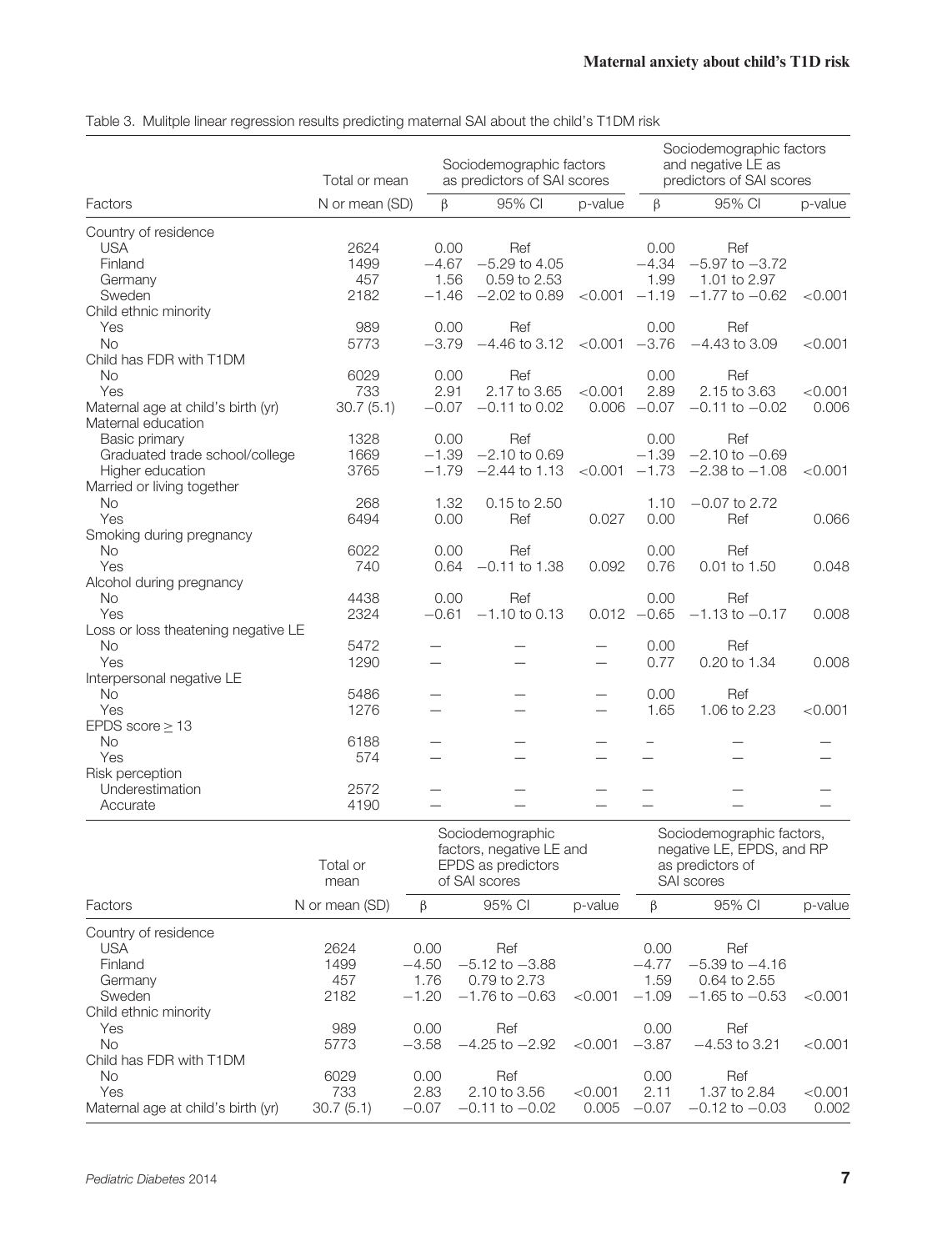Table 3. Mulitple linear regression results predicting maternal SAI about the child's T1DM risk

| | Total or mean | Sociodemographic factors as predictors of SAI scores | | | Sociodemographic factors and negative LE as predictors of SAI scores | | |
|---|---|---|---|---|---|---|---|
| Factors | N or mean (SD) | β | 95% CI | p-value | β | 95% CI | p-value |
| Country of residence | | | | | | | |
| USA | 2624 | 0.00 | Ref | | 0.00 | Ref | |
| Finland | 1499 | −4.67 | −5.29 to 4.05 | | −4.34 | −5.97 to −3.72 | |
| Germany | 457 | 1.56 | 0.59 to 2.53 | | 1.99 | 1.01 to 2.97 | |
| Sweden | 2182 | −1.46 | −2.02 to 0.89 | <0.001 | −1.19 | −1.77 to −0.62 | <0.001 |
| Child ethnic minority | | | | | | | |
| Yes | 989 | 0.00 | Ref | | 0.00 | Ref | |
| No | 5773 | −3.79 | −4.46 to 3.12 | <0.001 | −3.76 | −4.43 to 3.09 | <0.001 |
| Child has FDR with T1DM | | | | | | | |
| No | 6029 | 0.00 | Ref | | 0.00 | Ref | |
| Yes | 733 | 2.91 | 2.17 to 3.65 | <0.001 | 2.89 | 2.15 to 3.63 | <0.001 |
| Maternal age at child's birth (yr) | 30.7 (5.1) | −0.07 | −0.11 to 0.02 | 0.006 | −0.07 | −0.11 to −0.02 | 0.006 |
| Maternal education | | | | | | | |
| Basic primary | 1328 | 0.00 | Ref | | 0.00 | Ref | |
| Graduated trade school/college | 1669 | −1.39 | −2.10 to 0.69 | | −1.39 | −2.10 to −0.69 | |
| Higher education | 3765 | −1.79 | −2.44 to 1.13 | <0.001 | −1.73 | −2.38 to −1.08 | <0.001 |
| Married or living together | | | | | | | |
| No | 268 | 1.32 | 0.15 to 2.50 | | 1.10 | −0.07 to 2.72 | |
| Yes | 6494 | 0.00 | Ref | 0.027 | 0.00 | Ref | 0.066 |
| Smoking during pregnancy | | | | | | | |
| No | 6022 | 0.00 | Ref | | 0.00 | Ref | |
| Yes | 740 | 0.64 | −0.11 to 1.38 | 0.092 | 0.76 | 0.01 to 1.50 | 0.048 |
| Alcohol during pregnancy | | | | | | | |
| No | 4438 | 0.00 | Ref | | 0.00 | Ref | |
| Yes | 2324 | −0.61 | −1.10 to 0.13 | 0.012 | −0.65 | −1.13 to −0.17 | 0.008 |
| Loss or loss theatening negative LE | | | | | | | |
| No | 5472 | — | — | — | 0.00 | Ref | |
| Yes | 1290 | — | — | — | 0.77 | 0.20 to 1.34 | 0.008 |
| Interpersonal negative LE | | | | | | | |
| No | 5486 | — | — | — | 0.00 | Ref | |
| Yes | 1276 | — | — | — | 1.65 | 1.06 to 2.23 | <0.001 |
| EPDS score ≥ 13 | | | | | | | |
| No | 6188 | — | — | — | – | — | — |
| Yes | 574 | — | — | — | — | — | — |
| Risk perception | | | | | | | |
| Underestimation | 2572 | — | — | — | — | — | — |
| Accurate | 4190 | — | — | — | — | — | — |

| | Total or mean | Sociodemographic factors, negative LE and EPDS as predictors of SAI scores | | | Sociodemographic factors, negative LE, EPDS, and RP as predictors of SAI scores | | |
|---|---|---|---|---|---|---|---|
| Factors | N or mean (SD) | β | 95% CI | p-value | β | 95% CI | p-value |
| Country of residence | | | | | | | |
| USA | 2624 | 0.00 | Ref | | 0.00 | Ref | |
| Finland | 1499 | −4.50 | −5.12 to −3.88 | | −4.77 | −5.39 to −4.16 | |
| Germany | 457 | 1.76 | 0.79 to 2.73 | | 1.59 | 0.64 to 2.55 | |
| Sweden | 2182 | −1.20 | −1.76 to −0.63 | <0.001 | −1.09 | −1.65 to −0.53 | <0.001 |
| Child ethnic minority | | | | | | | |
| Yes | 989 | 0.00 | Ref | | 0.00 | Ref | |
| No | 5773 | −3.58 | −4.25 to −2.92 | <0.001 | −3.87 | −4.53 to 3.21 | <0.001 |
| Child has FDR with T1DM | | | | | | | |
| No | 6029 | 0.00 | Ref | | 0.00 | Ref | |
| Yes | 733 | 2.83 | 2.10 to 3.56 | <0.001 | 2.11 | 1.37 to 2.84 | <0.001 |
| Maternal age at child's birth (yr) | 30.7 (5.1) | −0.07 | −0.11 to −0.02 | 0.005 | −0.07 | −0.12 to −0.03 | 0.002 |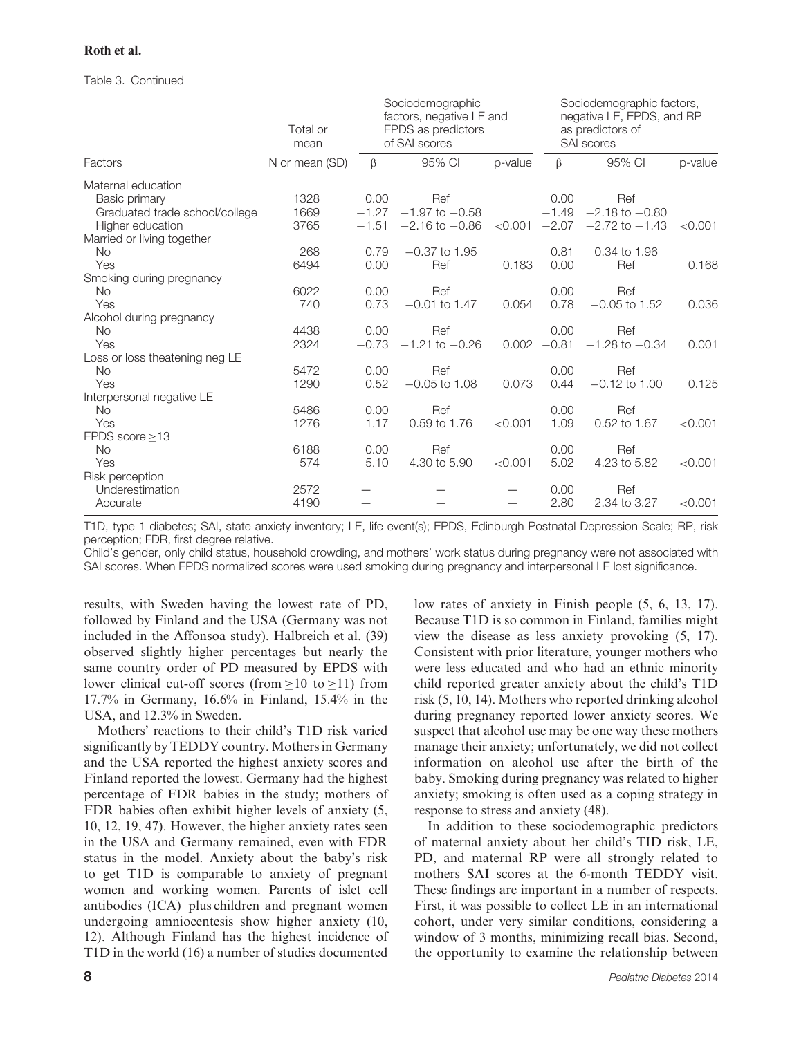Table 3. Continued

| Factors | Total or mean | Sociodemographic factors, negative LE and EPDS as predictors of SAI scores | | | Sociodemographic factors, negative LE, EPDS, and RP as predictors of SAI scores | | |
|---|---|---|---|---|---|---|---|
| | N or mean (SD) | β | 95% CI | p-value | β | 95% CI | p-value |
| Maternal education | | | | | | | |
| Basic primary | 1328 | 0.00 | Ref | | 0.00 | Ref | |
| Graduated trade school/college | 1669 | −1.27 | −1.97 to −0.58 | | −1.49 | −2.18 to −0.80 | |
| Higher education | 3765 | −1.51 | −2.16 to −0.86 | <0.001 | −2.07 | −2.72 to −1.43 | <0.001 |
| Married or living together | | | | | | | |
| No | 268 | 0.79 | −0.37 to 1.95 | | 0.81 | 0.34 to 1.96 | |
| Yes | 6494 | 0.00 | Ref | 0.183 | 0.00 | Ref | 0.168 |
| Smoking during pregnancy | | | | | | | |
| No | 6022 | 0.00 | Ref | | 0.00 | Ref | |
| Yes | 740 | 0.73 | −0.01 to 1.47 | 0.054 | 0.78 | −0.05 to 1.52 | 0.036 |
| Alcohol during pregnancy | | | | | | | |
| No | 4438 | 0.00 | Ref | | 0.00 | Ref | |
| Yes | 2324 | −0.73 | −1.21 to −0.26 | 0.002 | −0.81 | −1.28 to −0.34 | 0.001 |
| Loss or loss theatening neg LE | | | | | | | |
| No | 5472 | 0.00 | Ref | | 0.00 | Ref | |
| Yes | 1290 | 0.52 | −0.05 to 1.08 | 0.073 | 0.44 | −0.12 to 1.00 | 0.125 |
| Interpersonal negative LE | | | | | | | |
| No | 5486 | 0.00 | Ref | | 0.00 | Ref | |
| Yes | 1276 | 1.17 | 0.59 to 1.76 | <0.001 | 1.09 | 0.52 to 1.67 | <0.001 |
| EPDS score ≥13 | | | | | | | |
| No | 6188 | 0.00 | Ref | | 0.00 | Ref | |
| Yes | 574 | 5.10 | 4.30 to 5.90 | <0.001 | 5.02 | 4.23 to 5.82 | <0.001 |
| Risk perception | | | | | | | |
| Underestimation | 2572 | — | — | — | 0.00 | Ref | |
| Accurate | 4190 | — | — | — | 2.80 | 2.34 to 3.27 | <0.001 |

T1D, type 1 diabetes; SAI, state anxiety inventory; LE, life event(s); EPDS, Edinburgh Postnatal Depression Scale; RP, risk perception; FDR, first degree relative.

Child's gender, only child status, household crowding, and mothers' work status during pregnancy were not associated with SAI scores. When EPDS normalized scores were used smoking during pregnancy and interpersonal LE lost significance.

results, with Sweden having the lowest rate of PD, followed by Finland and the USA (Germany was not included in the Affonsoa study). Halbreich et al. (39) observed slightly higher percentages but nearly the same country order of PD measured by EPDS with lower clinical cut-off scores (from ≥10 to ≥11) from 17.7% in Germany, 16.6% in Finland, 15.4% in the USA, and 12.3% in Sweden.

Mothers' reactions to their child's T1D risk varied significantly by TEDDY country. Mothers in Germany and the USA reported the highest anxiety scores and Finland reported the lowest. Germany had the highest percentage of FDR babies in the study; mothers of FDR babies often exhibit higher levels of anxiety (5, 10, 12, 19, 47). However, the higher anxiety rates seen in the USA and Germany remained, even with FDR status in the model. Anxiety about the baby's risk to get T1D is comparable to anxiety of pregnant women and working women. Parents of islet cell antibodies (ICA) plus children and pregnant women undergoing amniocentesis show higher anxiety (10, 12). Although Finland has the highest incidence of T1D in the world (16) a number of studies documented low rates of anxiety in Finish people (5, 6, 13, 17). Because T1D is so common in Finland, families might view the disease as less anxiety provoking (5, 17). Consistent with prior literature, younger mothers who were less educated and who had an ethnic minority child reported greater anxiety about the child's T1D risk (5, 10, 14). Mothers who reported drinking alcohol during pregnancy reported lower anxiety scores. We suspect that alcohol use may be one way these mothers manage their anxiety; unfortunately, we did not collect information on alcohol use after the birth of the baby. Smoking during pregnancy was related to higher anxiety; smoking is often used as a coping strategy in response to stress and anxiety (48).

In addition to these sociodemographic predictors of maternal anxiety about her child's TID risk, LE, PD, and maternal RP were all strongly related to mothers SAI scores at the 6-month TEDDY visit. These findings are important in a number of respects. First, it was possible to collect LE in an international cohort, under very similar conditions, considering a window of 3 months, minimizing recall bias. Second, the opportunity to examine the relationship between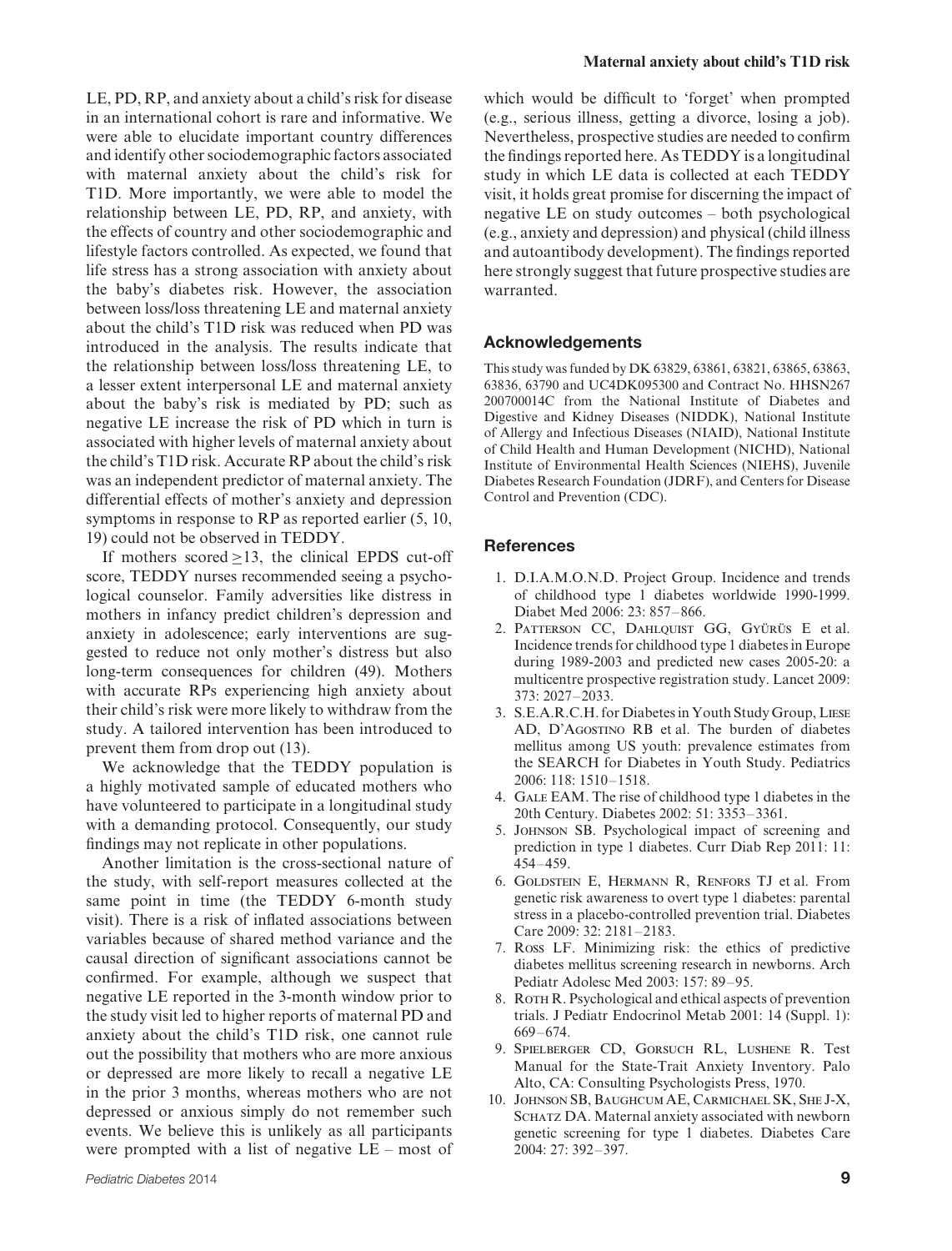LE, PD, RP, and anxiety about a child's risk for disease in an international cohort is rare and informative. We were able to elucidate important country differences and identify other sociodemographic factors associated with maternal anxiety about the child's risk for T1D. More importantly, we were able to model the relationship between LE, PD, RP, and anxiety, with the effects of country and other sociodemographic and lifestyle factors controlled. As expected, we found that life stress has a strong association with anxiety about the baby's diabetes risk. However, the association between loss/loss threatening LE and maternal anxiety about the child's T1D risk was reduced when PD was introduced in the analysis. The results indicate that the relationship between loss/loss threatening LE, to a lesser extent interpersonal LE and maternal anxiety about the baby's risk is mediated by PD; such as negative LE increase the risk of PD which in turn is associated with higher levels of maternal anxiety about the child's T1D risk. Accurate RP about the child's risk was an independent predictor of maternal anxiety. The differential effects of mother's anxiety and depression symptoms in response to RP as reported earlier (5, 10, 19) could not be observed in TEDDY.

If mothers scored $\geq$13, the clinical EPDS cut-off score, TEDDY nurses recommended seeing a psychological counselor. Family adversities like distress in mothers in infancy predict children's depression and anxiety in adolescence; early interventions are suggested to reduce not only mother's distress but also long-term consequences for children (49). Mothers with accurate RPs experiencing high anxiety about their child's risk were more likely to withdraw from the study. A tailored intervention has been introduced to prevent them from drop out (13).

We acknowledge that the TEDDY population is a highly motivated sample of educated mothers who have volunteered to participate in a longitudinal study with a demanding protocol. Consequently, our study findings may not replicate in other populations.

Another limitation is the cross-sectional nature of the study, with self-report measures collected at the same point in time (the TEDDY 6-month study visit). There is a risk of inflated associations between variables because of shared method variance and the causal direction of significant associations cannot be confirmed. For example, although we suspect that negative LE reported in the 3-month window prior to the study visit led to higher reports of maternal PD and anxiety about the child's T1D risk, one cannot rule out the possibility that mothers who are more anxious or depressed are more likely to recall a negative LE in the prior 3 months, whereas mothers who are not depressed or anxious simply do not remember such events. We believe this is unlikely as all participants were prompted with a list of negative LE – most of which would be difficult to 'forget' when prompted (e.g., serious illness, getting a divorce, losing a job). Nevertheless, prospective studies are needed to confirm the findings reported here. As TEDDY is a longitudinal study in which LE data is collected at each TEDDY visit, it holds great promise for discerning the impact of negative LE on study outcomes – both psychological (e.g., anxiety and depression) and physical (child illness and autoantibody development). The findings reported here strongly suggest that future prospective studies are warranted.

## Acknowledgements

This study was funded by DK 63829, 63861, 63821, 63865, 63863, 63836, 63790 and UC4DK095300 and Contract No. HHSN267 200700014C from the National Institute of Diabetes and Digestive and Kidney Diseases (NIDDK), National Institute of Allergy and Infectious Diseases (NIAID), National Institute of Child Health and Human Development (NICHD), National Institute of Environmental Health Sciences (NIEHS), Juvenile Diabetes Research Foundation (JDRF), and Centers for Disease Control and Prevention (CDC).

## References

1. D.I.A.M.O.N.D. Project Group. Incidence and trends of childhood type 1 diabetes worldwide 1990-1999. Diabet Med 2006: 23: 857–866.
2. Patterson CC, Dahlquist GG, Gyürüs E et al. Incidence trends for childhood type 1 diabetes in Europe during 1989-2003 and predicted new cases 2005-20: a multicentre prospective registration study. Lancet 2009: 373: 2027–2033.
3. S.E.A.R.C.H. for Diabetes in Youth Study Group, Liese AD, D'Agostino RB et al. The burden of diabetes mellitus among US youth: prevalence estimates from the SEARCH for Diabetes in Youth Study. Pediatrics 2006: 118: 1510–1518.
4. Gale EAM. The rise of childhood type 1 diabetes in the 20th Century. Diabetes 2002: 51: 3353–3361.
5. Johnson SB. Psychological impact of screening and prediction in type 1 diabetes. Curr Diab Rep 2011: 11: 454–459.
6. Goldstein E, Hermann R, Renfors TJ et al. From genetic risk awareness to overt type 1 diabetes: parental stress in a placebo-controlled prevention trial. Diabetes Care 2009: 32: 2181–2183.
7. Ross LF. Minimizing risk: the ethics of predictive diabetes mellitus screening research in newborns. Arch Pediatr Adolesc Med 2003: 157: 89–95.
8. Roth R. Psychological and ethical aspects of prevention trials. J Pediatr Endocrinol Metab 2001: 14 (Suppl. 1): 669–674.
9. Spielberger CD, Gorsuch RL, Lushene R. Test Manual for the State-Trait Anxiety Inventory. Palo Alto, CA: Consulting Psychologists Press, 1970.
10. Johnson SB, Baughcum AE, Carmichael SK, She J-X, Schatz DA. Maternal anxiety associated with newborn genetic screening for type 1 diabetes. Diabetes Care 2004: 27: 392–397.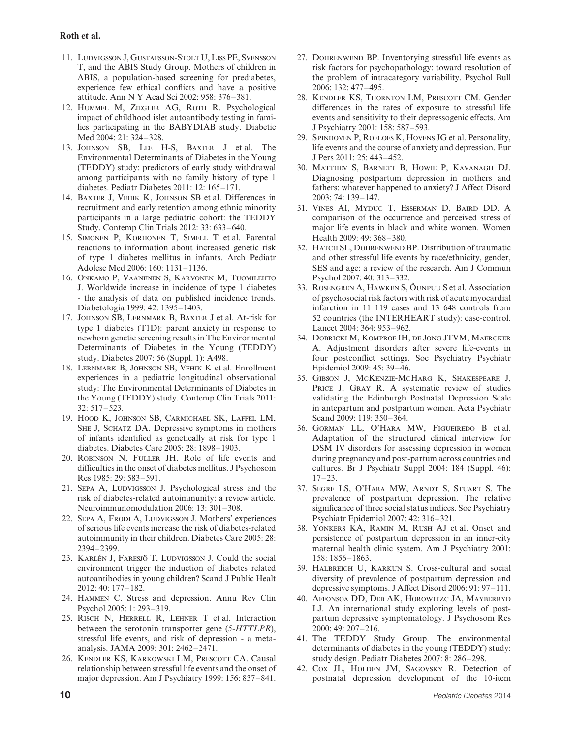11. Ludvigsson J, Gustafsson-Stolt U, Liss PE, Svensson T, and the ABIS Study Group. Mothers of children in ABIS, a population-based screening for prediabetes, experience few ethical conflicts and have a positive attitude. Ann N Y Acad Sci 2002: 958: 376–381.
12. Hummel M, Ziegler AG, Roth R. Psychological impact of childhood islet autoantibody testing in families participating in the BABYDIAB study. Diabetic Med 2004: 21: 324–328.
13. Johnson SB, Lee H-S, Baxter J et al. The Environmental Determinants of Diabetes in the Young (TEDDY) study: predictors of early study withdrawal among participants with no family history of type 1 diabetes. Pediatr Diabetes 2011: 12: 165–171.
14. Baxter J, Vehik K, Johnson SB et al. Differences in recruitment and early retention among ethnic minority participants in a large pediatric cohort: the TEDDY Study. Contemp Clin Trials 2012: 33: 633–640.
15. Simonen P, Korhonen T, Simell T et al. Parental reactions to information about increased genetic risk of type 1 diabetes mellitus in infants. Arch Pediatr Adolesc Med 2006: 160: 1131–1136.
16. Onkamo P, Vaanenen S, Karvonen M, Tuomilehto J. Worldwide increase in incidence of type 1 diabetes - the analysis of data on published incidence trends. Diabetologia 1999: 42: 1395–1403.
17. Johnson SB, Lernmark B, Baxter J et al. At-risk for type 1 diabetes (T1D): parent anxiety in response to newborn genetic screening results in The Environmental Determinants of Diabetes in the Young (TEDDY) study. Diabetes 2007: 56 (Suppl. 1): A498.
18. Lernmark B, Johnson SB, Vehik K et al. Enrollment experiences in a pediatric longitudinal observational study: The Environmental Determinants of Diabetes in the Young (TEDDY) study. Contemp Clin Trials 2011: 32: 517–523.
19. Hood K, Johnson SB, Carmichael SK, Laffel LM, She J, Schatz DA. Depressive symptoms in mothers of infants identified as genetically at risk for type 1 diabetes. Diabetes Care 2005: 28: 1898–1903.
20. Robinson N, Fuller JH. Role of life events and difficulties in the onset of diabetes mellitus. J Psychosom Res 1985: 29: 583–591.
21. Sepa A, Ludvigsson J. Psychological stress and the risk of diabetes-related autoimmunity: a review article. Neuroimmunomodulation 2006: 13: 301–308.
22. Sepa A, Frodi A, Ludvigsson J. Mothers' experiences of serious life events increase the risk of diabetes-related autoimmunity in their children. Diabetes Care 2005: 28: 2394–2399.
23. Karlén J, Faresjö T, Ludvigsson J. Could the social environment trigger the induction of diabetes related autoantibodies in young children? Scand J Public Healt 2012: 40: 177–182.
24. Hammen C. Stress and depression. Annu Rev Clin Psychol 2005: 1: 293–319.
25. Risch N, Herrell R, Lehner T et al. Interaction between the serotonin transporter gene (*5-HTTLPR*), stressful life events, and risk of depression - a meta-analysis. JAMA 2009: 301: 2462–2471.
26. Kendler KS, Karkowski LM, Prescott CA. Causal relationship between stressful life events and the onset of major depression. Am J Psychiatry 1999: 156: 837–841.
27. Dohrenwend BP. Inventorying stressful life events as risk factors for psychopathology: toward resolution of the problem of intracategory variability. Psychol Bull 2006: 132: 477–495.
28. Kendler KS, Thornton LM, Prescott CM. Gender differences in the rates of exposure to stressful life events and sensitivity to their depressogenic effects. Am J Psychiatry 2001: 158: 587–593.
29. Spinhoven P, Roelofs K, Hovens JG et al. Personality, life events and the course of anxiety and depression. Eur J Pers 2011: 25: 443–452.
30. Matthev S, Barnett B, Howie P, Kavanagh DJ. Diagnosing postpartum depression in mothers and fathers: whatever happened to anxiety? J Affect Disord 2003: 74: 139–147.
31. Vines AI, Myduc T, Esserman D, Baird DD. A comparison of the occurrence and perceived stress of major life events in black and white women. Women Health 2009: 49: 368–380.
32. Hatch SL, Dohrenwend BP. Distribution of traumatic and other stressful life events by race/ethnicity, gender, SES and age: a review of the research. Am J Commun Psychol 2007: 40: 313–332.
33. Rosengren A, Hawken S, Ôunpuu S et al. Association of psychosocial risk factors with risk of acute myocardial infarction in 11 119 cases and 13 648 controls from 52 countries (the INTERHEART study): case-control. Lancet 2004: 364: 953–962.
34. Dobricki M, Komproe IH, de Jong JTVM, Maercker A. Adjustment disorders after severe life-events in four postconflict settings. Soc Psychiatry Psychiatr Epidemiol 2009: 45: 39–46.
35. Gibson J, McKenzie-McHarg K, Shakespeare J, Price J, Gray R. A systematic review of studies validating the Edinburgh Postnatal Depression Scale in antepartum and postpartum women. Acta Psychiatr Scand 2009: 119: 350–364.
36. Gorman LL, O'Hara MW, Figueiredo B et al. Adaptation of the structured clinical interview for DSM IV disorders for assessing depression in women during pregnancy and post-partum across countries and cultures. Br J Psychiatr Suppl 2004: 184 (Suppl. 46): 17–23.
37. Segre LS, O'Hara MW, Arndt S, Stuart S. The prevalence of postpartum depression. The relative significance of three social status indices. Soc Psychiatry Psychiatr Epidemiol 2007: 42: 316–321.
38. Yonkers KA, Ramin M, Rush AJ et al. Onset and persistence of postpartum depression in an inner-city maternal health clinic system. Am J Psychiatry 2001: 158: 1856–1863.
39. Halbreich U, Karkun S. Cross-cultural and social diversity of prevalence of postpartum depression and depressive symptoms. J Affect Disord 2006: 91: 97–111.
40. Affonsoa DD, Deb AK, Horowitzc JA, Mayberryd LJ. An international study exploring levels of postpartum depressive symptomatology. J Psychosom Res 2000: 49: 207–216.
41. The TEDDY Study Group. The environmental determinants of diabetes in the young (TEDDY) study: study design. Pediatr Diabetes 2007: 8: 286–298.
42. Cox JL, Holden JM, Sagovsky R. Detection of postnatal depression development of the 10-item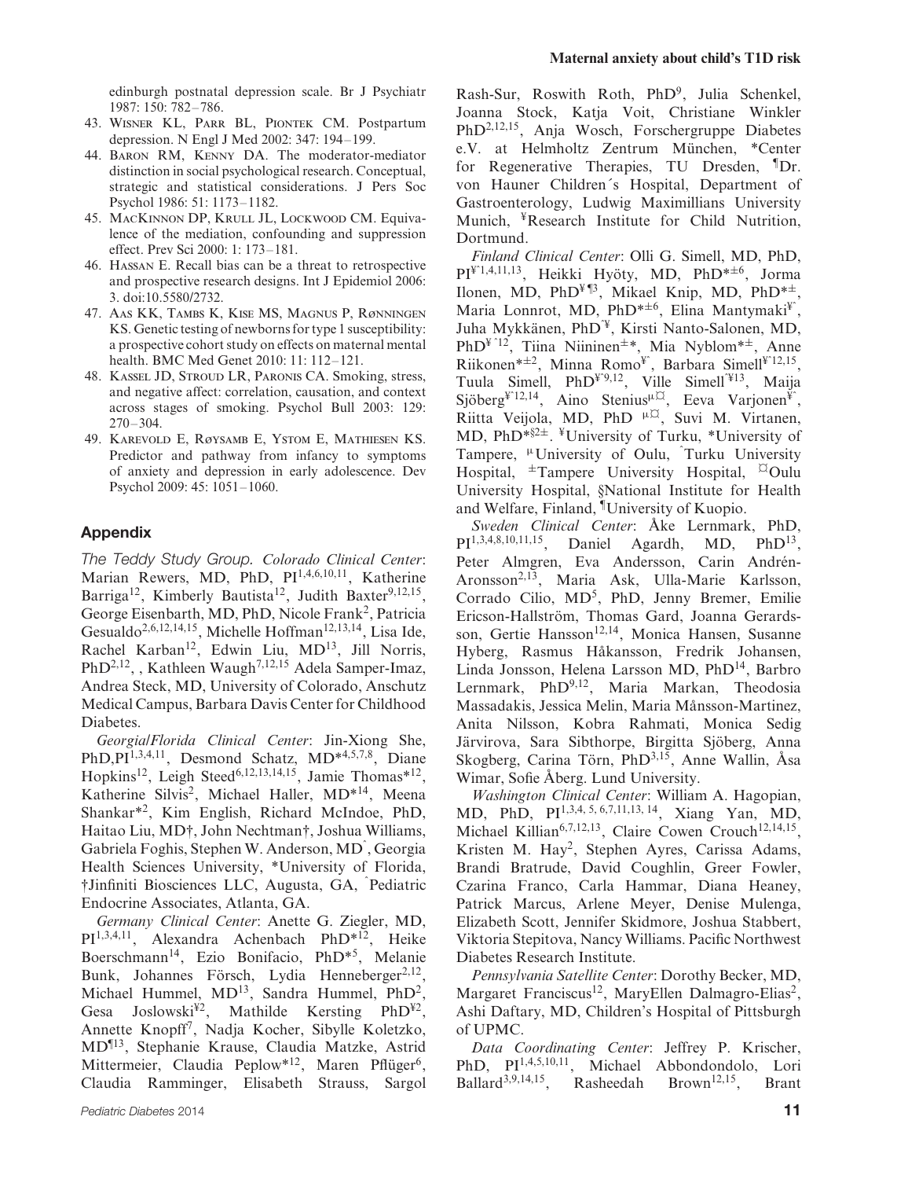edinburgh postnatal depression scale. Br J Psychiatr 1987: 150: 782–786.

43. Wisner KL, Parr BL, Piontek CM. Postpartum depression. N Engl J Med 2002: 347: 194–199.
44. Baron RM, Kenny DA. The moderator-mediator distinction in social psychological research. Conceptual, strategic and statistical considerations. J Pers Soc Psychol 1986: 51: 1173–1182.
45. MacKinnon DP, Krull JL, Lockwood CM. Equivalence of the mediation, confounding and suppression effect. Prev Sci 2000: 1: 173–181.
46. Hassan E. Recall bias can be a threat to retrospective and prospective research designs. Int J Epidemiol 2006: 3. doi:10.5580/2732.
47. Aas KK, Tambs K, Kise MS, Magnus P, Rønningen KS. Genetic testing of newborns for type 1 susceptibility: a prospective cohort study on effects on maternal mental health. BMC Med Genet 2010: 11: 112–121.
48. Kassel JD, Stroud LR, Paronis CA. Smoking, stress, and negative affect: correlation, causation, and context across stages of smoking. Psychol Bull 2003: 129: 270–304.
49. Karevold E, Røysamb E, Ystom E, Mathiesen KS. Predictor and pathway from infancy to symptoms of anxiety and depression in early adolescence. Dev Psychol 2009: 45: 1051–1060.

## Appendix

*The Teddy Study Group. Colorado Clinical Center*: Marian Rewers, MD, PhD, PI[1,4,6,10,11], Katherine Barriga[12], Kimberly Bautista[12], Judith Baxter[9,12,15], George Eisenbarth, MD, PhD, Nicole Frank[2], Patricia Gesualdo[2,6,12,14,15], Michelle Hoffman[12,13,14], Lisa Ide, Rachel Karban[12], Edwin Liu, MD[13], Jill Norris, PhD[2,12], , Kathleen Waugh[7,12,15] Adela Samper-Imaz, Andrea Steck, MD, University of Colorado, Anschutz Medical Campus, Barbara Davis Center for Childhood Diabetes.

*Georgia/Florida Clinical Center*: Jin-Xiong She, PhD,PI[1,3,4,11], Desmond Schatz, MD*[4,5,7,8], Diane Hopkins[12], Leigh Steed[6,12,13,14,15], Jamie Thomas*[12], Katherine Silvis[2], Michael Haller, MD*[14], Meena Shankar*[2], Kim English, Richard McIndoe, PhD, Haitao Liu, MD†, John Nechtman†, Joshua Williams, Gabriela Foghis, Stephen W. Anderson, MD^, Georgia Health Sciences University, *University of Florida, †Jinfiniti Biosciences LLC, Augusta, GA, ^Pediatric Endocrine Associates, Atlanta, GA.

*Germany Clinical Center*: Anette G. Ziegler, MD, PI[1,3,4,11], Alexandra Achenbach PhD*[12], Heike Boerschmann[14], Ezio Bonifacio, PhD*[5], Melanie Bunk, Johannes Försch, Lydia Henneberger[2,12], Michael Hummel, MD[13], Sandra Hummel, PhD[2], Gesa Joslowski[¥2], Mathilde Kersting PhD[¥2], Annette Knopff[7], Nadja Kocher, Sibylle Koletzko, MD[¶13], Stephanie Krause, Claudia Matzke, Astrid Mittermeier, Claudia Peplow*[12], Maren Pflüger[6], Claudia Ramminger, Elisabeth Strauss, Sargol Rash-Sur, Roswith Roth, PhD[9], Julia Schenkel, Joanna Stock, Katja Voit, Christiane Winkler PhD[2,12,15], Anja Wosch, Forschergruppe Diabetes e.V. at Helmholtz Zentrum München, *Center for Regenerative Therapies, TU Dresden, ¶Dr. von Hauner Children´s Hospital, Department of Gastroenterology, Ludwig Maximillians University Munich, ¥Research Institute for Child Nutrition, Dortmund.

*Finland Clinical Center*: Olli G. Simell, MD, PhD, PI[¥^1,4,11,13], Heikki Hyöty, MD, PhD*[±6], Jorma Ilonen, MD, PhD[¥¶3], Mikael Knip, MD, PhD*[±], Maria Lonnrot, MD, PhD*[±6], Elina Mantymaki[¥^], Juha Mykkänen, PhD[^¥], Kirsti Nanto-Salonen, MD, PhD[¥^12], Tiina Niininen[±]*, Mia Nyblom*[±], Anne Riikonen*[±2], Minna Romo[¥^], Barbara Simell[¥^12,15], Tuula Simell, PhD[¥^9,12], Ville Simell[^¥13], Maija Sjöberg[¥^12,14], Aino Stenius[μ¤], Eeva Varjonen[¥^], Riitta Veijola, MD, PhD [μ¤], Suvi M. Virtanen, MD, PhD*[§2±]. ¥University of Turku, *University of Tampere, μUniversity of Oulu, ^Turku University Hospital, ±Tampere University Hospital, ¤Oulu University Hospital, §National Institute for Health and Welfare, Finland, ¶University of Kuopio.

*Sweden Clinical Center*: Åke Lernmark, PhD, PI[1,3,4,8,10,11,15], Daniel Agardh, MD, PhD[13], Peter Almgren, Eva Andersson, Carin Andrén-Aronsson[2,13], Maria Ask, Ulla-Marie Karlsson, Corrado Cilio, MD[5], PhD, Jenny Bremer, Emilie Ericson-Hallström, Thomas Gard, Joanna Gerardsson, Gertie Hansson[12,14], Monica Hansen, Susanne Hyberg, Rasmus Håkansson, Fredrik Johansen, Linda Jonsson, Helena Larsson MD, PhD[14], Barbro Lernmark, PhD[9,12], Maria Markan, Theodosia Massadakis, Jessica Melin, Maria Månsson-Martinez, Anita Nilsson, Kobra Rahmati, Monica Sedig Järvirova, Sara Sibthorpe, Birgitta Sjöberg, Anna Skogberg, Carina Törn, PhD[3,15], Anne Wallin, Åsa Wimar, Sofie Åberg. Lund University.

*Washington Clinical Center*: William A. Hagopian, MD, PhD, PI[1,3,4, 5, 6,7,11,13, 14], Xiang Yan, MD, Michael Killian[6,7,12,13], Claire Cowen Crouch[12,14,15], Kristen M. Hay[2], Stephen Ayres, Carissa Adams, Brandi Bratrude, David Coughlin, Greer Fowler, Czarina Franco, Carla Hammar, Diana Heaney, Patrick Marcus, Arlene Meyer, Denise Mulenga, Elizabeth Scott, Jennifer Skidmore, Joshua Stabbert, Viktoria Stepitova, Nancy Williams. Pacific Northwest Diabetes Research Institute.

*Pennsylvania Satellite Center*: Dorothy Becker, MD, Margaret Franciscus[12], MaryEllen Dalmagro-Elias[2], Ashi Daftary, MD, Children's Hospital of Pittsburgh of UPMC.

*Data Coordinating Center*: Jeffrey P. Krischer, PhD, PI[1,4,5,10,11], Michael Abbondondolo, Lori Ballard[3,9,14,15], Rasheedah Brown[12,15], Brant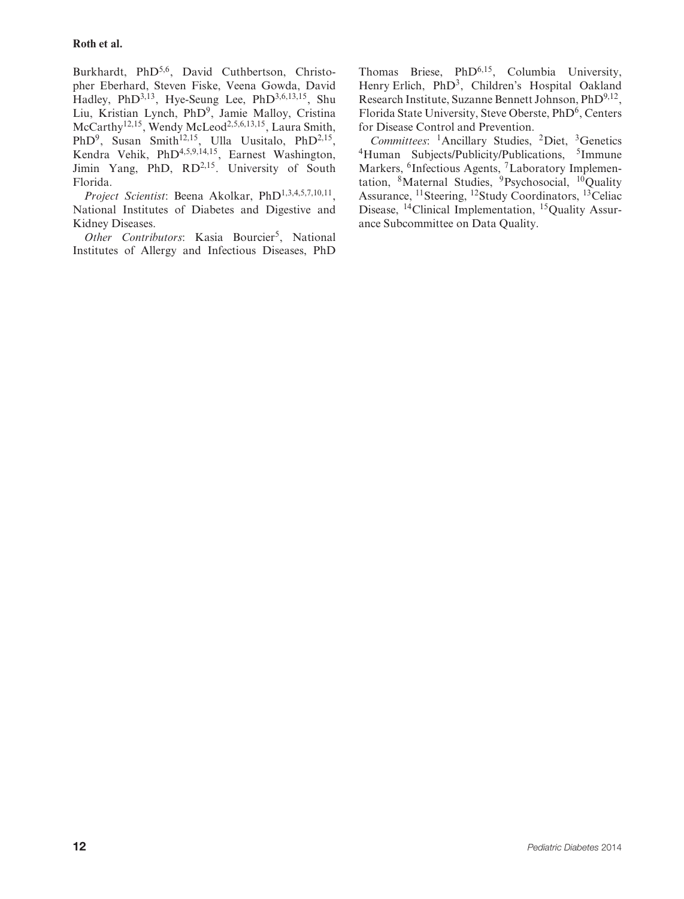Burkhardt, PhD[5,6], David Cuthbertson, Christopher Eberhard, Steven Fiske, Veena Gowda, David Hadley, PhD[3,13], Hye-Seung Lee, PhD[3,6,13,15], Shu Liu, Kristian Lynch, PhD[9], Jamie Malloy, Cristina McCarthy[12,15], Wendy McLeod[2,5,6,13,15], Laura Smith, PhD[9], Susan Smith[12,15], Ulla Uusitalo, PhD[2,15], Kendra Vehik, PhD[4,5,9,14,15], Earnest Washington, Jimin Yang, PhD, RD[2,15]. University of South Florida.

*Project Scientist*: Beena Akolkar, PhD[1,3,4,5,7,10,11], National Institutes of Diabetes and Digestive and Kidney Diseases.

*Other Contributors*: Kasia Bourcier[5], National Institutes of Allergy and Infectious Diseases, PhD Thomas Briese, PhD[6,15], Columbia University, Henry Erlich, PhD[3], Children's Hospital Oakland Research Institute, Suzanne Bennett Johnson, PhD[9,12], Florida State University, Steve Oberste, PhD[6], Centers for Disease Control and Prevention.

*Committees*: [1]Ancillary Studies, [2]Diet, [3]Genetics [4]Human Subjects/Publicity/Publications, [5]Immune Markers, [6]Infectious Agents, [7]Laboratory Implementation, [8]Maternal Studies, [9]Psychosocial, [10]Quality Assurance, [11]Steering, [12]Study Coordinators, [13]Celiac Disease, [14]Clinical Implementation, [15]Quality Assurance Subcommittee on Data Quality.